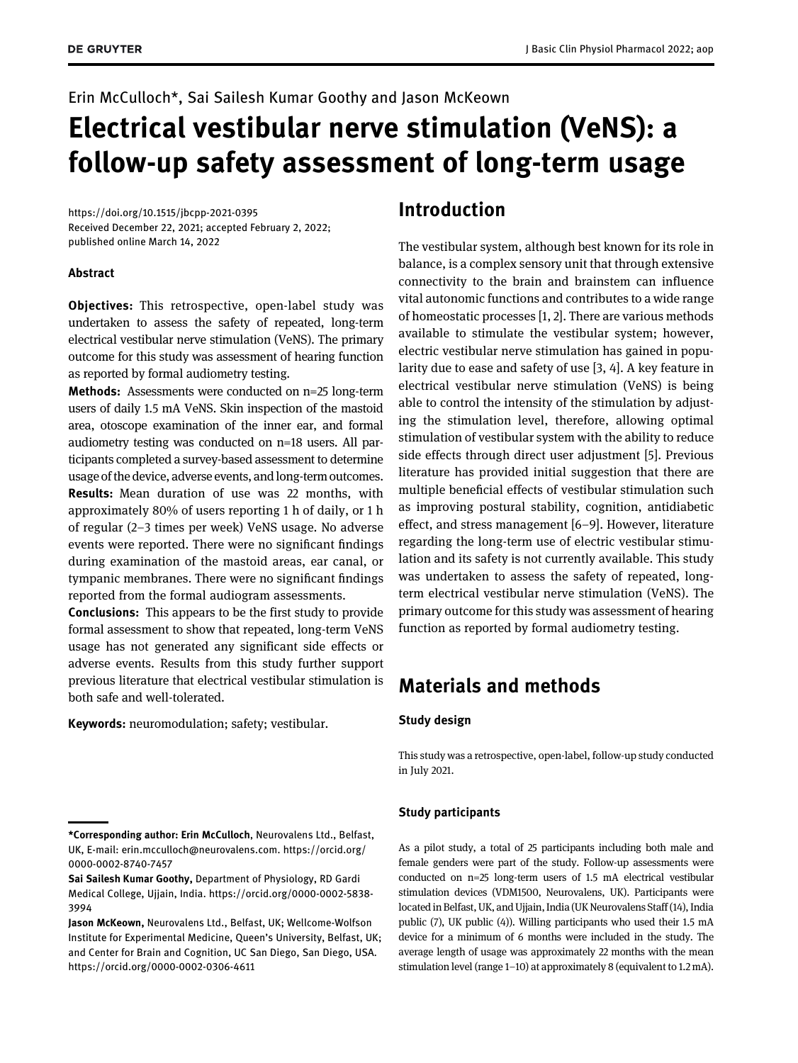Erin McCulloch*, Sai Sailesh Kumar Goothy and Jason McKeown

# Electrical vestibular nerve stimulation (VeNS): a follow-up safety assessment of long-term usage

https://doi.org/10.1515/jbcpp-2021-0395
Received December 22, 2021; accepted February 2, 2022; published online March 14, 2022

### Abstract

**Objectives:** This retrospective, open-label study was undertaken to assess the safety of repeated, long-term electrical vestibular nerve stimulation (VeNS). The primary outcome for this study was assessment of hearing function as reported by formal audiometry testing.

**Methods:** Assessments were conducted on n=25 long-term users of daily 1.5 mA VeNS. Skin inspection of the mastoid area, otoscope examination of the inner ear, and formal audiometry testing was conducted on n=18 users. All participants completed a survey-based assessment to determine usage of the device, adverse events, and long-term outcomes.

**Results:** Mean duration of use was 22 months, with approximately 80% of users reporting 1 h of daily, or 1 h of regular (2–3 times per week) VeNS usage. No adverse events were reported. There were no significant findings during examination of the mastoid areas, ear canal, or tympanic membranes. There were no significant findings reported from the formal audiogram assessments.

**Conclusions:** This appears to be the first study to provide formal assessment to show that repeated, long-term VeNS usage has not generated any significant side effects or adverse events. Results from this study further support previous literature that electrical vestibular stimulation is both safe and well-tolerated.

**Keywords:** neuromodulation; safety; vestibular.

**\*Corresponding author: Erin McCulloch**, Neurovalens Ltd., Belfast, UK, E-mail: erin.mcculloch@neurovalens.com. https://orcid.org/0000-0002-8740-7457

**Sai Sailesh Kumar Goothy,** Department of Physiology, RD Gardi Medical College, Ujjain, India. https://orcid.org/0000-0002-5838-3994

**Jason McKeown,** Neurovalens Ltd., Belfast, UK; Wellcome-Wolfson Institute for Experimental Medicine, Queen's University, Belfast, UK; and Center for Brain and Cognition, UC San Diego, San Diego, USA. https://orcid.org/0000-0002-0306-4611

## Introduction

The vestibular system, although best known for its role in balance, is a complex sensory unit that through extensive connectivity to the brain and brainstem can influence vital autonomic functions and contributes to a wide range of homeostatic processes [1, 2]. There are various methods available to stimulate the vestibular system; however, electric vestibular nerve stimulation has gained in popularity due to ease and safety of use [3, 4]. A key feature in electrical vestibular nerve stimulation (VeNS) is being able to control the intensity of the stimulation by adjusting the stimulation level, therefore, allowing optimal stimulation of vestibular system with the ability to reduce side effects through direct user adjustment [5]. Previous literature has provided initial suggestion that there are multiple beneficial effects of vestibular stimulation such as improving postural stability, cognition, antidiabetic effect, and stress management [6–9]. However, literature regarding the long-term use of electric vestibular stimulation and its safety is not currently available. This study was undertaken to assess the safety of repeated, long-term electrical vestibular nerve stimulation (VeNS). The primary outcome for this study was assessment of hearing function as reported by formal audiometry testing.

## Materials and methods

### Study design

This study was a retrospective, open-label, follow-up study conducted in July 2021.

### Study participants

As a pilot study, a total of 25 participants including both male and female genders were part of the study. Follow-up assessments were conducted on n=25 long-term users of 1.5 mA electrical vestibular stimulation devices (VDM1500, Neurovalens, UK). Participants were located in Belfast, UK, and Ujjain, India (UK Neurovalens Staff (14), India public (7), UK public (4)). Willing participants who used their 1.5 mA device for a minimum of 6 months were included in the study. The average length of usage was approximately 22 months with the mean stimulation level (range 1–10) at approximately 8 (equivalent to 1.2 mA).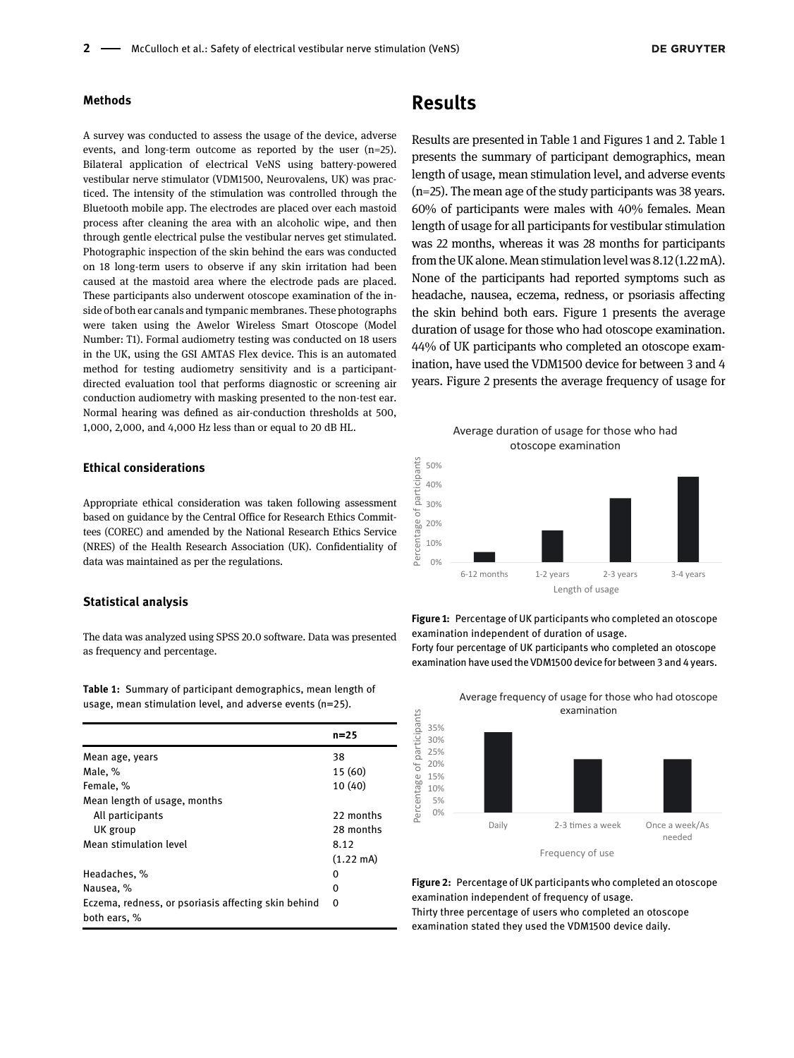### Methods

A survey was conducted to assess the usage of the device, adverse events, and long-term outcome as reported by the user (n=25). Bilateral application of electrical VeNS using battery-powered vestibular nerve stimulator (VDM1500, Neurovalens, UK) was practiced. The intensity of the stimulation was controlled through the Bluetooth mobile app. The electrodes are placed over each mastoid process after cleaning the area with an alcoholic wipe, and then through gentle electrical pulse the vestibular nerves get stimulated. Photographic inspection of the skin behind the ears was conducted on 18 long-term users to observe if any skin irritation had been caused at the mastoid area where the electrode pads are placed. These participants also underwent otoscope examination of the inside of both ear canals and tympanic membranes. These photographs were taken using the Awelor Wireless Smart Otoscope (Model Number: T1). Formal audiometry testing was conducted on 18 users in the UK, using the GSI AMTAS Flex device. This is an automated method for testing audiometry sensitivity and is a participant-directed evaluation tool that performs diagnostic or screening air conduction audiometry with masking presented to the non-test ear. Normal hearing was defined as air-conduction thresholds at 500, 1,000, 2,000, and 4,000 Hz less than or equal to 20 dB HL.

### Ethical considerations

Appropriate ethical consideration was taken following assessment based on guidance by the Central Office for Research Ethics Committees (COREC) and amended by the National Research Ethics Service (NRES) of the Health Research Association (UK). Confidentiality of data was maintained as per the regulations.

### Statistical analysis

The data was analyzed using SPSS 20.0 software. Data was presented as frequency and percentage.

**Table 1:** Summary of participant demographics, mean length of usage, mean stimulation level, and adverse events (n=25).

| | n=25 |
|---|---|
| Mean age, years | 38 |
| Male, % | 15 (60) |
| Female, % | 10 (40) |
| Mean length of usage, months | |
| All participants | 22 months |
| UK group | 28 months |
| Mean stimulation level | 8.12 (1.22 mA) |
| Headaches, % | 0 |
| Nausea, % | 0 |
| Eczema, redness, or psoriasis affecting skin behind both ears, % | 0 |

## Results

Results are presented in Table 1 and Figures 1 and 2. Table 1 presents the summary of participant demographics, mean length of usage, mean stimulation level, and adverse events (n=25). The mean age of the study participants was 38 years. 60% of participants were males with 40% females. Mean length of usage for all participants for vestibular stimulation was 22 months, whereas it was 28 months for participants from the UK alone. Mean stimulation level was 8.12 (1.22 mA). None of the participants had reported symptoms such as headache, nausea, eczema, redness, or psoriasis affecting the skin behind both ears. Figure 1 presents the average duration of usage for those who had otoscope examination. 44% of UK participants who completed an otoscope examination, have used the VDM1500 device for between 3 and 4 years. Figure 2 presents the average frequency of usage for

Average duration of usage for those who had otoscope examination

| Length of usage | Percentage of participants |
|---|---|
| 6-12 months | ~5% |
| 1-2 years | ~16% |
| 2-3 years | ~33% |
| 3-4 years | ~44% |

**Figure 1:** Percentage of UK participants who completed an otoscope examination independent of duration of usage.
Forty four percentage of UK participants who completed an otoscope examination have used the VDM1500 device for between 3 and 4 years.

Average frequency of usage for those who had otoscope examination

| Frequency of use | Percentage of participants |
|---|---|
| Daily | ~33% |
| 2-3 times a week | ~22% |
| Once a week/As needed | ~22% |

**Figure 2:** Percentage of UK participants who completed an otoscope examination independent of frequency of usage.
Thirty three percentage of users who completed an otoscope examination stated they used the VDM1500 device daily.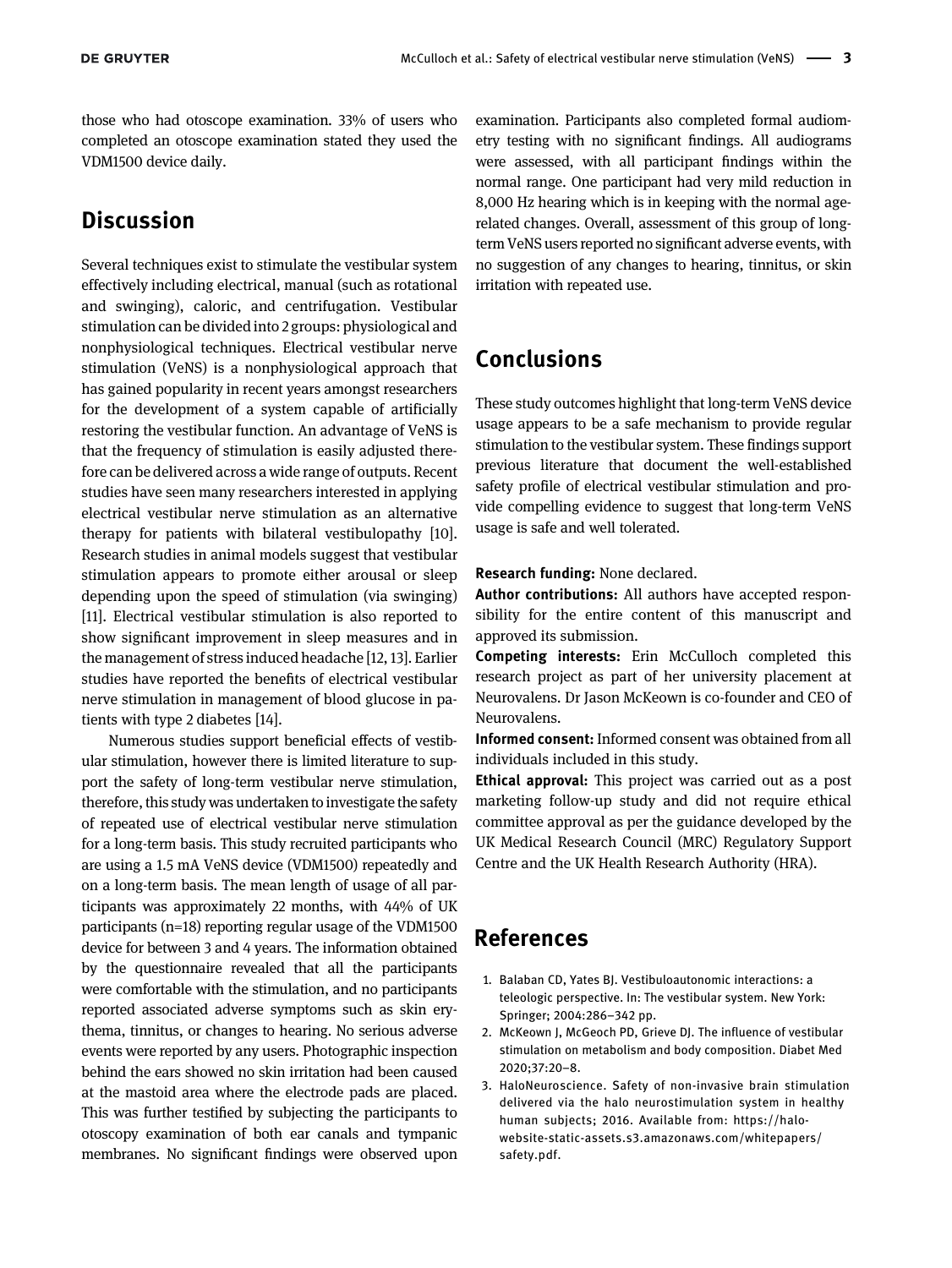those who had otoscope examination. 33% of users who completed an otoscope examination stated they used the VDM1500 device daily.

## Discussion

Several techniques exist to stimulate the vestibular system effectively including electrical, manual (such as rotational and swinging), caloric, and centrifugation. Vestibular stimulation can be divided into 2 groups: physiological and nonphysiological techniques. Electrical vestibular nerve stimulation (VeNS) is a nonphysiological approach that has gained popularity in recent years amongst researchers for the development of a system capable of artificially restoring the vestibular function. An advantage of VeNS is that the frequency of stimulation is easily adjusted therefore can be delivered across a wide range of outputs. Recent studies have seen many researchers interested in applying electrical vestibular nerve stimulation as an alternative therapy for patients with bilateral vestibulopathy [10]. Research studies in animal models suggest that vestibular stimulation appears to promote either arousal or sleep depending upon the speed of stimulation (via swinging) [11]. Electrical vestibular stimulation is also reported to show significant improvement in sleep measures and in the management of stress induced headache [12, 13]. Earlier studies have reported the benefits of electrical vestibular nerve stimulation in management of blood glucose in patients with type 2 diabetes [14].

Numerous studies support beneficial effects of vestibular stimulation, however there is limited literature to support the safety of long-term vestibular nerve stimulation, therefore, this study was undertaken to investigate the safety of repeated use of electrical vestibular nerve stimulation for a long-term basis. This study recruited participants who are using a 1.5 mA VeNS device (VDM1500) repeatedly and on a long-term basis. The mean length of usage of all participants was approximately 22 months, with 44% of UK participants (n=18) reporting regular usage of the VDM1500 device for between 3 and 4 years. The information obtained by the questionnaire revealed that all the participants were comfortable with the stimulation, and no participants reported associated adverse symptoms such as skin erythema, tinnitus, or changes to hearing. No serious adverse events were reported by any users. Photographic inspection behind the ears showed no skin irritation had been caused at the mastoid area where the electrode pads are placed. This was further testified by subjecting the participants to otoscopy examination of both ear canals and tympanic membranes. No significant findings were observed upon examination. Participants also completed formal audiometry testing with no significant findings. All audiograms were assessed, with all participant findings within the normal range. One participant had very mild reduction in 8,000 Hz hearing which is in keeping with the normal age-related changes. Overall, assessment of this group of long-term VeNS users reported no significant adverse events, with no suggestion of any changes to hearing, tinnitus, or skin irritation with repeated use.

## Conclusions

These study outcomes highlight that long-term VeNS device usage appears to be a safe mechanism to provide regular stimulation to the vestibular system. These findings support previous literature that document the well-established safety profile of electrical vestibular stimulation and provide compelling evidence to suggest that long-term VeNS usage is safe and well tolerated.

**Research funding:** None declared.

**Author contributions:** All authors have accepted responsibility for the entire content of this manuscript and approved its submission.

**Competing interests:** Erin McCulloch completed this research project as part of her university placement at Neurovalens. Dr Jason McKeown is co-founder and CEO of Neurovalens.

**Informed consent:** Informed consent was obtained from all individuals included in this study.

**Ethical approval:** This project was carried out as a post marketing follow-up study and did not require ethical committee approval as per the guidance developed by the UK Medical Research Council (MRC) Regulatory Support Centre and the UK Health Research Authority (HRA).

## References

1. Balaban CD, Yates BJ. Vestibuloautonomic interactions: a teleologic perspective. In: The vestibular system. New York: Springer; 2004:286–342 pp.
2. McKeown J, McGeoch PD, Grieve DJ. The influence of vestibular stimulation on metabolism and body composition. Diabet Med 2020;37:20–8.
3. HaloNeuroscience. Safety of non-invasive brain stimulation delivered via the halo neurostimulation system in healthy human subjects; 2016. Available from: https://halo-website-static-assets.s3.amazonaws.com/whitepapers/safety.pdf.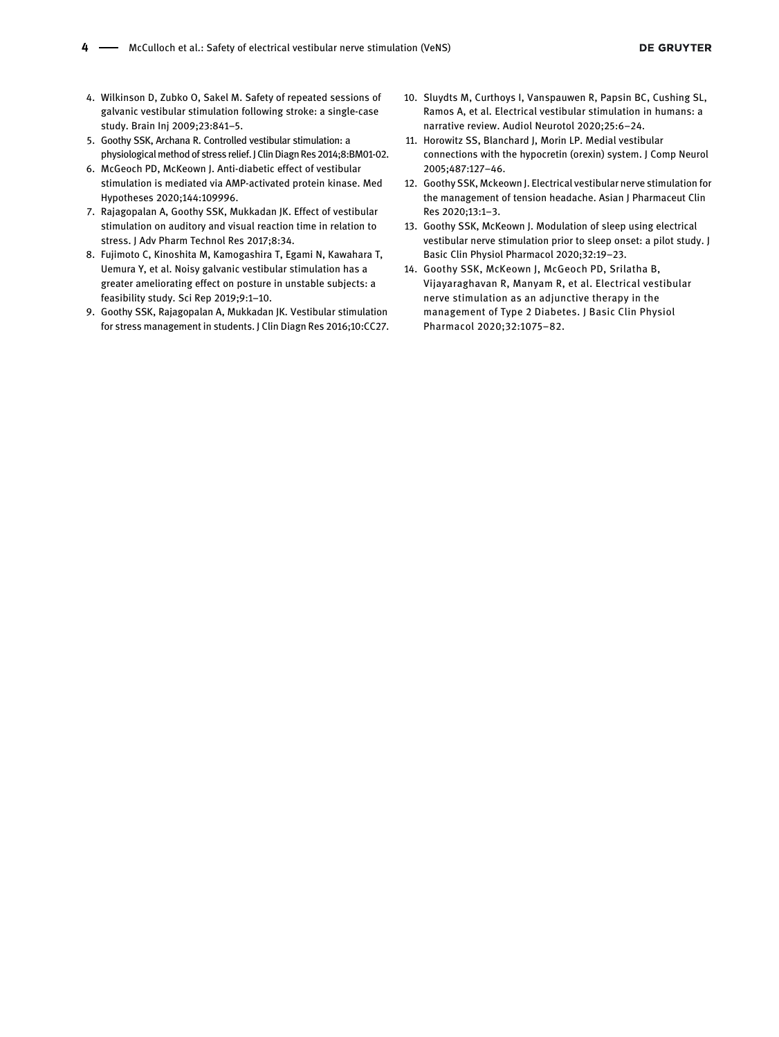4. Wilkinson D, Zubko O, Sakel M. Safety of repeated sessions of galvanic vestibular stimulation following stroke: a single-case study. Brain Inj 2009;23:841–5.
5. Goothy SSK, Archana R. Controlled vestibular stimulation: a physiological method of stress relief. J Clin Diagn Res 2014;8:BM01-02.
6. McGeoch PD, McKeown J. Anti-diabetic effect of vestibular stimulation is mediated via AMP-activated protein kinase. Med Hypotheses 2020;144:109996.
7. Rajagopalan A, Goothy SSK, Mukkadan JK. Effect of vestibular stimulation on auditory and visual reaction time in relation to stress. J Adv Pharm Technol Res 2017;8:34.
8. Fujimoto C, Kinoshita M, Kamogashira T, Egami N, Kawahara T, Uemura Y, et al. Noisy galvanic vestibular stimulation has a greater ameliorating effect on posture in unstable subjects: a feasibility study. Sci Rep 2019;9:1–10.
9. Goothy SSK, Rajagopalan A, Mukkadan JK. Vestibular stimulation for stress management in students. J Clin Diagn Res 2016;10:CC27.
10. Sluydts M, Curthoys I, Vanspauwen R, Papsin BC, Cushing SL, Ramos A, et al. Electrical vestibular stimulation in humans: a narrative review. Audiol Neurotol 2020;25:6–24.
11. Horowitz SS, Blanchard J, Morin LP. Medial vestibular connections with the hypocretin (orexin) system. J Comp Neurol 2005;487:127–46.
12. Goothy SSK, Mckeown J. Electrical vestibular nerve stimulation for the management of tension headache. Asian J Pharmaceut Clin Res 2020;13:1–3.
13. Goothy SSK, McKeown J. Modulation of sleep using electrical vestibular nerve stimulation prior to sleep onset: a pilot study. J Basic Clin Physiol Pharmacol 2020;32:19–23.
14. Goothy SSK, McKeown J, McGeoch PD, Srilatha B, Vijayaraghavan R, Manyam R, et al. Electrical vestibular nerve stimulation as an adjunctive therapy in the management of Type 2 Diabetes. J Basic Clin Physiol Pharmacol 2020;32:1075–82.